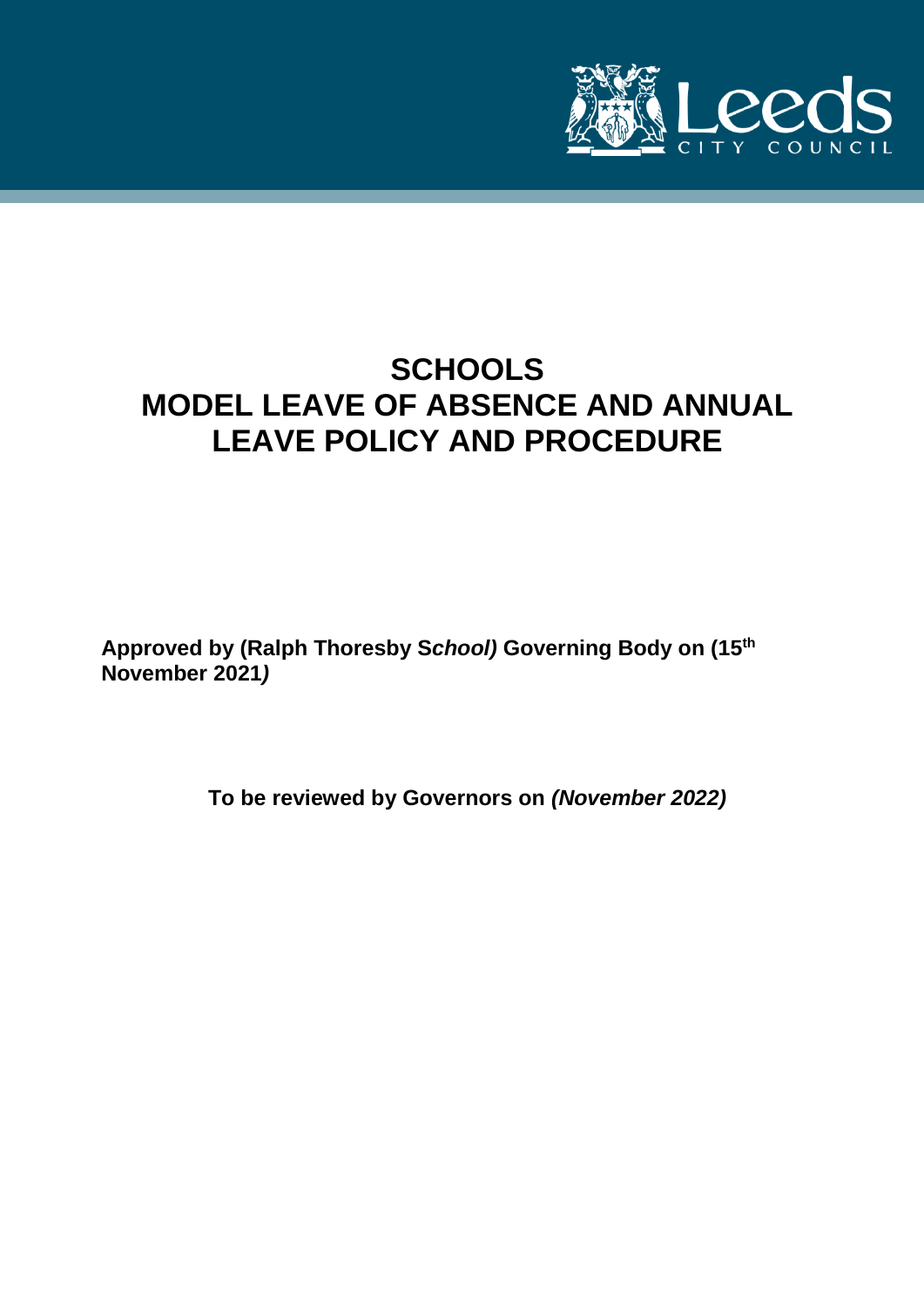# SCHOOLS
# MODEL LEAVE OF ABSENCE AND ANNUAL LEAVE POLICY AND PROCEDURE

**Approved by (Ralph Thoresby S*chool)* Governing Body on (15th November 2021*)***

**To be reviewed by Governors on *(November 2022)***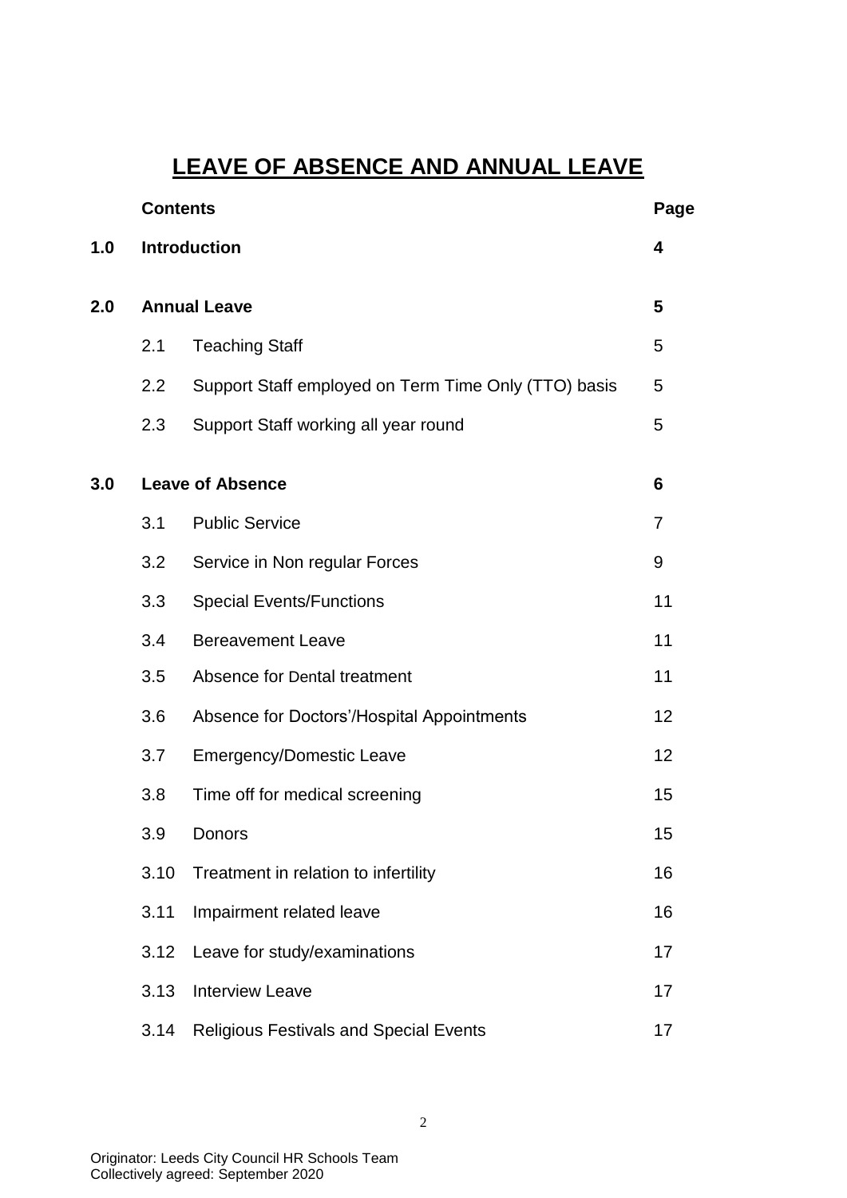# LEAVE OF ABSENCE AND ANNUAL LEAVE

| | Contents | | Page |
|---|---|---|---|
| **1.0** | **Introduction** | | **4** |
| **2.0** | **Annual Leave** | | **5** |
| | 2.1 | Teaching Staff | 5 |
| | 2.2 | Support Staff employed on Term Time Only (TTO) basis | 5 |
| | 2.3 | Support Staff working all year round | 5 |
| **3.0** | **Leave of Absence** | | **6** |
| | 3.1 | Public Service | 7 |
| | 3.2 | Service in Non regular Forces | 9 |
| | 3.3 | Special Events/Functions | 11 |
| | 3.4 | Bereavement Leave | 11 |
| | 3.5 | Absence for Dental treatment | 11 |
| | 3.6 | Absence for Doctors'/Hospital Appointments | 12 |
| | 3.7 | Emergency/Domestic Leave | 12 |
| | 3.8 | Time off for medical screening | 15 |
| | 3.9 | Donors | 15 |
| | 3.10 | Treatment in relation to infertility | 16 |
| | 3.11 | Impairment related leave | 16 |
| | 3.12 | Leave for study/examinations | 17 |
| | 3.13 | Interview Leave | 17 |
| | 3.14 | Religious Festivals and Special Events | 17 |

Originator: Leeds City Council HR Schools Team
Collectively agreed: September 2020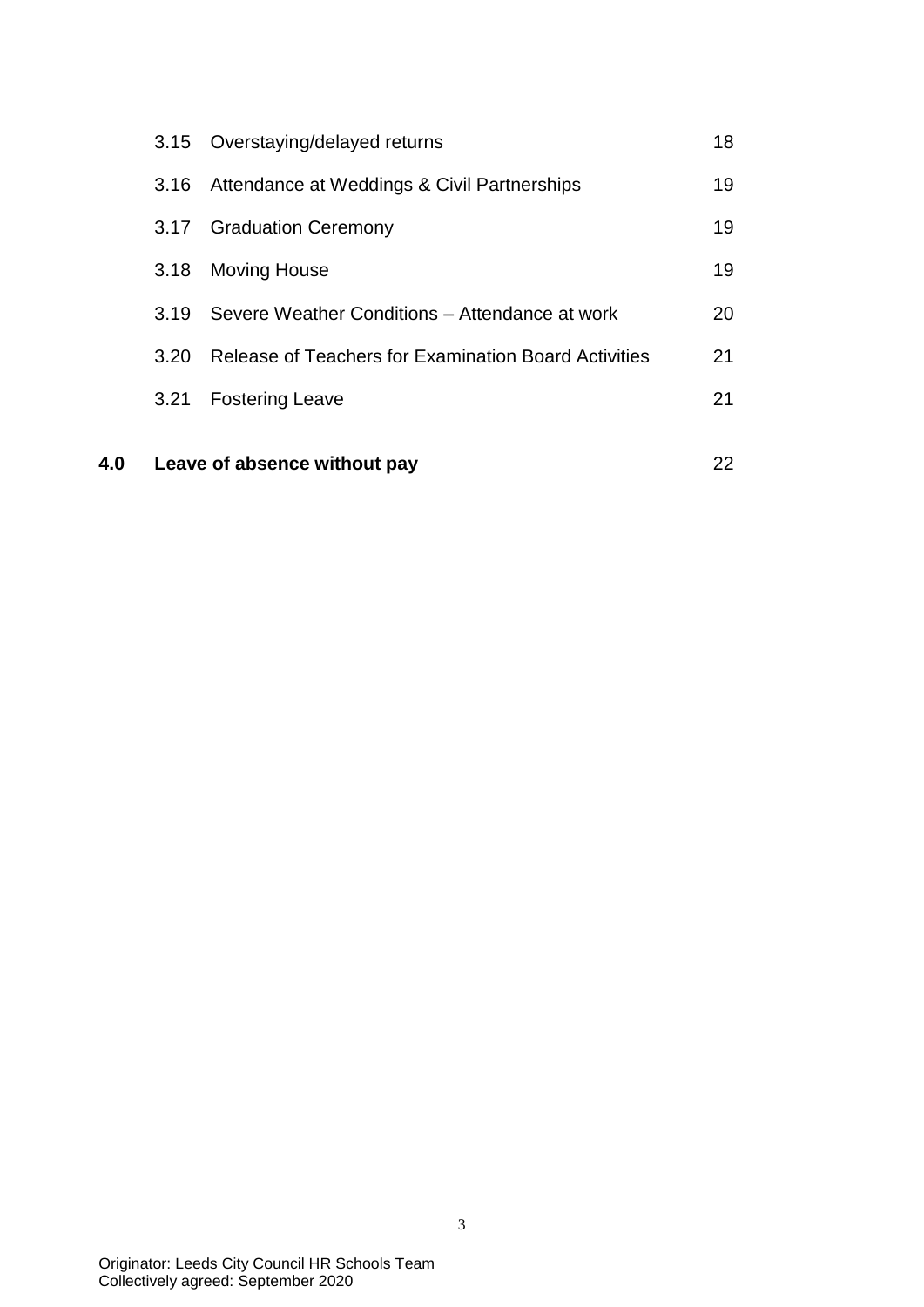| | | |
|---|---|---|
| 3.15 | Overstaying/delayed returns | 18 |
| 3.16 | Attendance at Weddings & Civil Partnerships | 19 |
| 3.17 | Graduation Ceremony | 19 |
| 3.18 | Moving House | 19 |
| 3.19 | Severe Weather Conditions – Attendance at work | 20 |
| 3.20 | Release of Teachers for Examination Board Activities | 21 |
| 3.21 | Fostering Leave | 21 |
| **4.0** | **Leave of absence without pay** | 22 |

Originator: Leeds City Council HR Schools Team
Collectively agreed: September 2020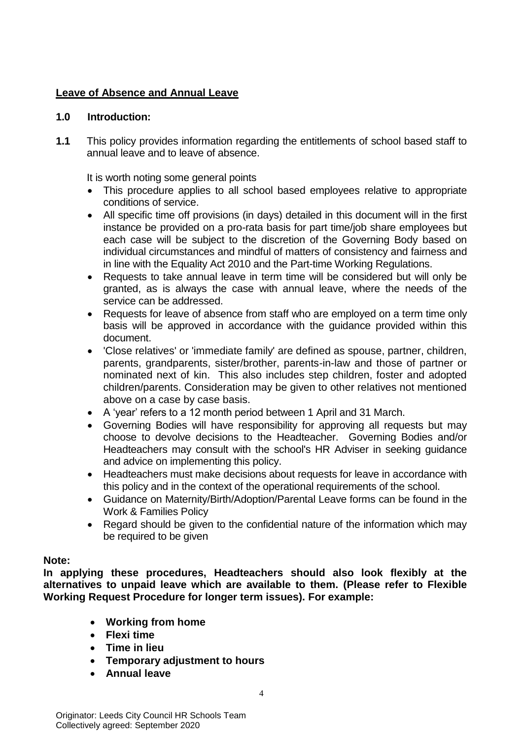## Leave of Absence and Annual Leave

### 1.0 Introduction:

**1.1** This policy provides information regarding the entitlements of school based staff to annual leave and to leave of absence.

It is worth noting some general points

- This procedure applies to all school based employees relative to appropriate conditions of service.
- All specific time off provisions (in days) detailed in this document will in the first instance be provided on a pro-rata basis for part time/job share employees but each case will be subject to the discretion of the Governing Body based on individual circumstances and mindful of matters of consistency and fairness and in line with the Equality Act 2010 and the Part-time Working Regulations.
- Requests to take annual leave in term time will be considered but will only be granted, as is always the case with annual leave, where the needs of the service can be addressed.
- Requests for leave of absence from staff who are employed on a term time only basis will be approved in accordance with the guidance provided within this document.
- 'Close relatives' or 'immediate family' are defined as spouse, partner, children, parents, grandparents, sister/brother, parents-in-law and those of partner or nominated next of kin. This also includes step children, foster and adopted children/parents. Consideration may be given to other relatives not mentioned above on a case by case basis.
- A 'year' refers to a 12 month period between 1 April and 31 March.
- Governing Bodies will have responsibility for approving all requests but may choose to devolve decisions to the Headteacher. Governing Bodies and/or Headteachers may consult with the school's HR Adviser in seeking guidance and advice on implementing this policy.
- Headteachers must make decisions about requests for leave in accordance with this policy and in the context of the operational requirements of the school.
- Guidance on Maternity/Birth/Adoption/Parental Leave forms can be found in the Work & Families Policy
- Regard should be given to the confidential nature of the information which may be required to be given

**Note:**

**In applying these procedures, Headteachers should also look flexibly at the alternatives to unpaid leave which are available to them. (Please refer to Flexible Working Request Procedure for longer term issues). For example:**

- **Working from home**
- **Flexi time**
- **Time in lieu**
- **Temporary adjustment to hours**
- **Annual leave**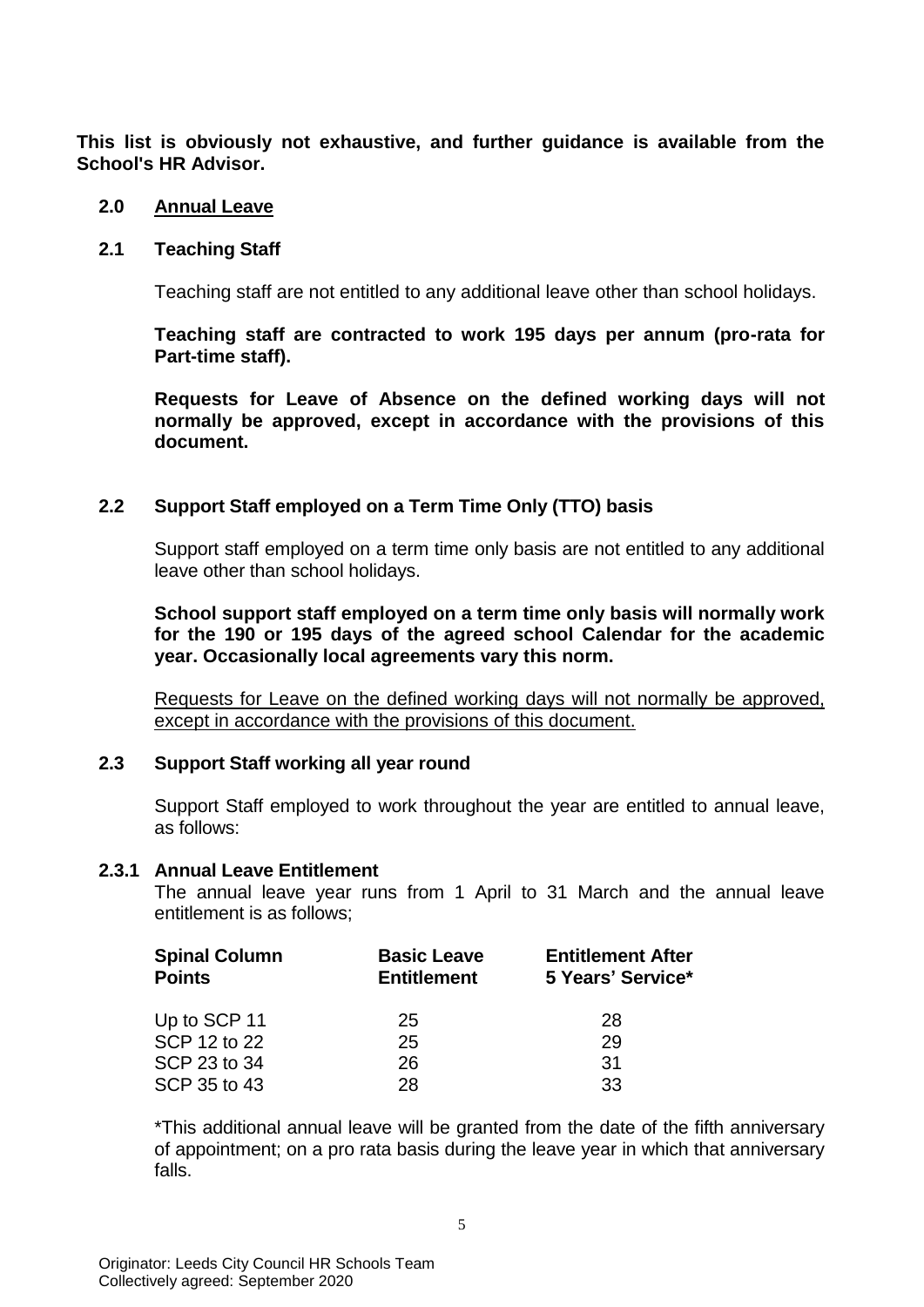**This list is obviously not exhaustive, and further guidance is available from the School's HR Advisor.**

## 2.0 Annual Leave

### 2.1 Teaching Staff

Teaching staff are not entitled to any additional leave other than school holidays.

**Teaching staff are contracted to work 195 days per annum (pro-rata for Part-time staff).**

**Requests for Leave of Absence on the defined working days will not normally be approved, except in accordance with the provisions of this document.**

### 2.2 Support Staff employed on a Term Time Only (TTO) basis

Support staff employed on a term time only basis are not entitled to any additional leave other than school holidays.

**School support staff employed on a term time only basis will normally work for the 190 or 195 days of the agreed school Calendar for the academic year. Occasionally local agreements vary this norm.**

Requests for Leave on the defined working days will not normally be approved, except in accordance with the provisions of this document.

### 2.3 Support Staff working all year round

Support Staff employed to work throughout the year are entitled to annual leave, as follows:

#### 2.3.1 Annual Leave Entitlement

The annual leave year runs from 1 April to 31 March and the annual leave entitlement is as follows;

| Spinal Column Points | Basic Leave Entitlement | Entitlement After 5 Years' Service* |
|---|---|---|
| Up to SCP 11 | 25 | 28 |
| SCP 12 to 22 | 25 | 29 |
| SCP 23 to 34 | 26 | 31 |
| SCP 35 to 43 | 28 | 33 |

*This additional annual leave will be granted from the date of the fifth anniversary of appointment; on a pro rata basis during the leave year in which that anniversary falls.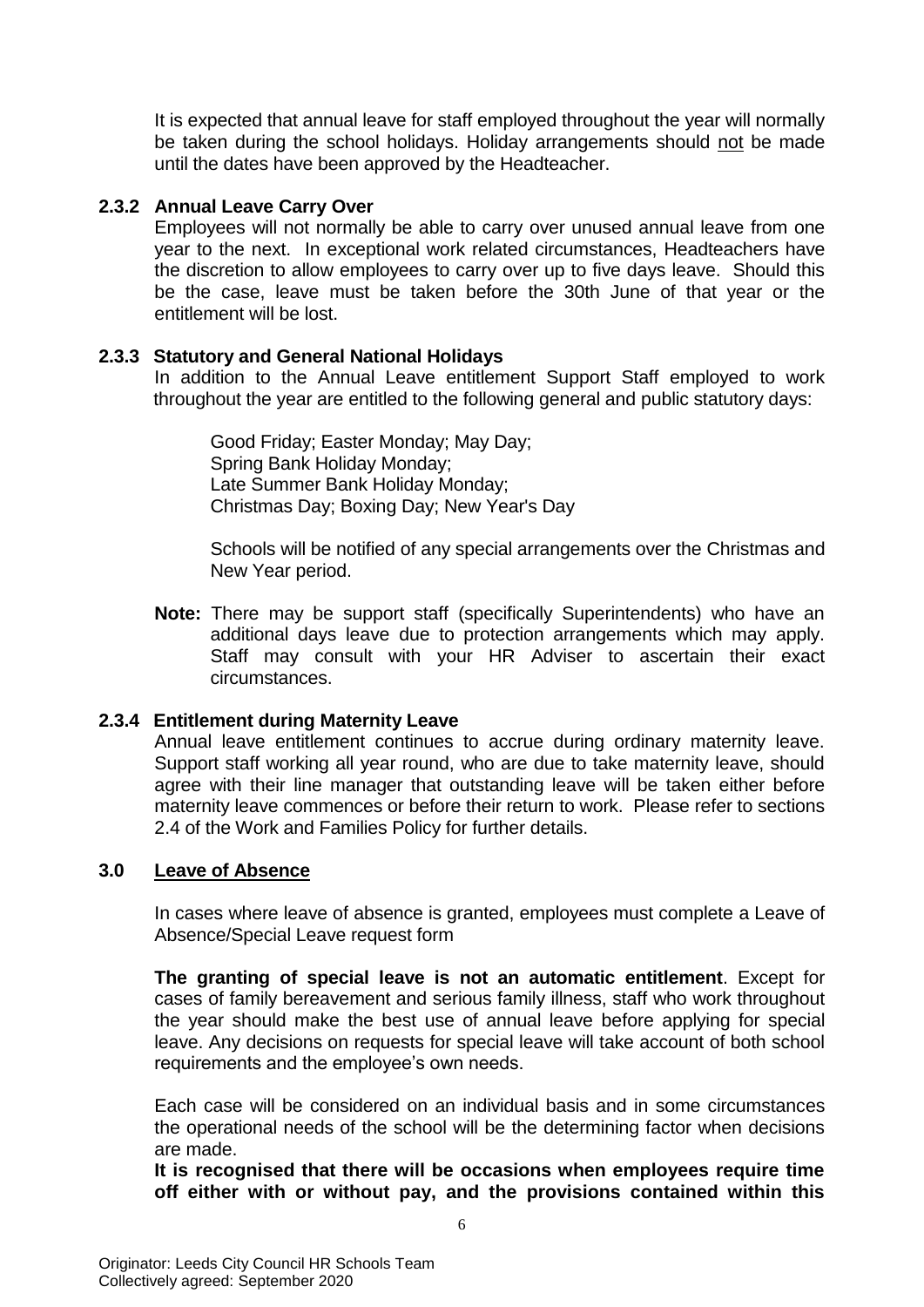It is expected that annual leave for staff employed throughout the year will normally be taken during the school holidays. Holiday arrangements should <u>not</u> be made until the dates have been approved by the Headteacher.

#### 2.3.2 Annual Leave Carry Over

Employees will not normally be able to carry over unused annual leave from one year to the next. In exceptional work related circumstances, Headteachers have the discretion to allow employees to carry over up to five days leave. Should this be the case, leave must be taken before the 30th June of that year or the entitlement will be lost.

#### 2.3.3 Statutory and General National Holidays

In addition to the Annual Leave entitlement Support Staff employed to work throughout the year are entitled to the following general and public statutory days:

Good Friday; Easter Monday; May Day;
Spring Bank Holiday Monday;
Late Summer Bank Holiday Monday;
Christmas Day; Boxing Day; New Year's Day

Schools will be notified of any special arrangements over the Christmas and New Year period.

**Note:** There may be support staff (specifically Superintendents) who have an additional days leave due to protection arrangements which may apply. Staff may consult with your HR Adviser to ascertain their exact circumstances.

#### 2.3.4 Entitlement during Maternity Leave

Annual leave entitlement continues to accrue during ordinary maternity leave. Support staff working all year round, who are due to take maternity leave, should agree with their line manager that outstanding leave will be taken either before maternity leave commences or before their return to work. Please refer to sections 2.4 of the Work and Families Policy for further details.

### 3.0 <u>Leave of Absence</u>

In cases where leave of absence is granted, employees must complete a Leave of Absence/Special Leave request form

**The granting of special leave is not an automatic entitlement**. Except for cases of family bereavement and serious family illness, staff who work throughout the year should make the best use of annual leave before applying for special leave. Any decisions on requests for special leave will take account of both school requirements and the employee's own needs.

Each case will be considered on an individual basis and in some circumstances the operational needs of the school will be the determining factor when decisions are made.

**It is recognised that there will be occasions when employees require time off either with or without pay, and the provisions contained within this**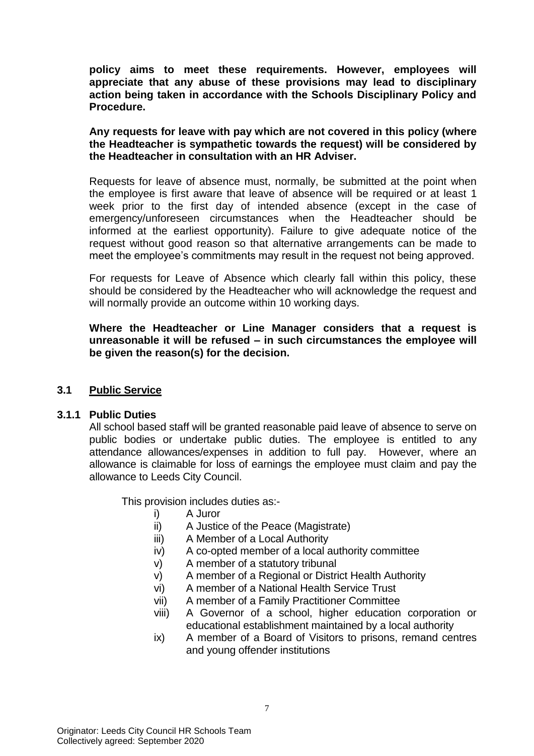**policy aims to meet these requirements. However, employees will appreciate that any abuse of these provisions may lead to disciplinary action being taken in accordance with the Schools Disciplinary Policy and Procedure.**

**Any requests for leave with pay which are not covered in this policy (where the Headteacher is sympathetic towards the request) will be considered by the Headteacher in consultation with an HR Adviser.**

Requests for leave of absence must, normally, be submitted at the point when the employee is first aware that leave of absence will be required or at least 1 week prior to the first day of intended absence (except in the case of emergency/unforeseen circumstances when the Headteacher should be informed at the earliest opportunity). Failure to give adequate notice of the request without good reason so that alternative arrangements can be made to meet the employee's commitments may result in the request not being approved.

For requests for Leave of Absence which clearly fall within this policy, these should be considered by the Headteacher who will acknowledge the request and will normally provide an outcome within 10 working days.

**Where the Headteacher or Line Manager considers that a request is unreasonable it will be refused – in such circumstances the employee will be given the reason(s) for the decision.**

## 3.1 Public Service

### 3.1.1 Public Duties

All school based staff will be granted reasonable paid leave of absence to serve on public bodies or undertake public duties. The employee is entitled to any attendance allowances/expenses in addition to full pay. However, where an allowance is claimable for loss of earnings the employee must claim and pay the allowance to Leeds City Council.

This provision includes duties as:-

- i) A Juror
- ii) A Justice of the Peace (Magistrate)
- iii) A Member of a Local Authority
- iv) A co-opted member of a local authority committee
- v) A member of a statutory tribunal
- v) A member of a Regional or District Health Authority
- vi) A member of a National Health Service Trust
- vii) A member of a Family Practitioner Committee
- viii) A Governor of a school, higher education corporation or educational establishment maintained by a local authority
- ix) A member of a Board of Visitors to prisons, remand centres and young offender institutions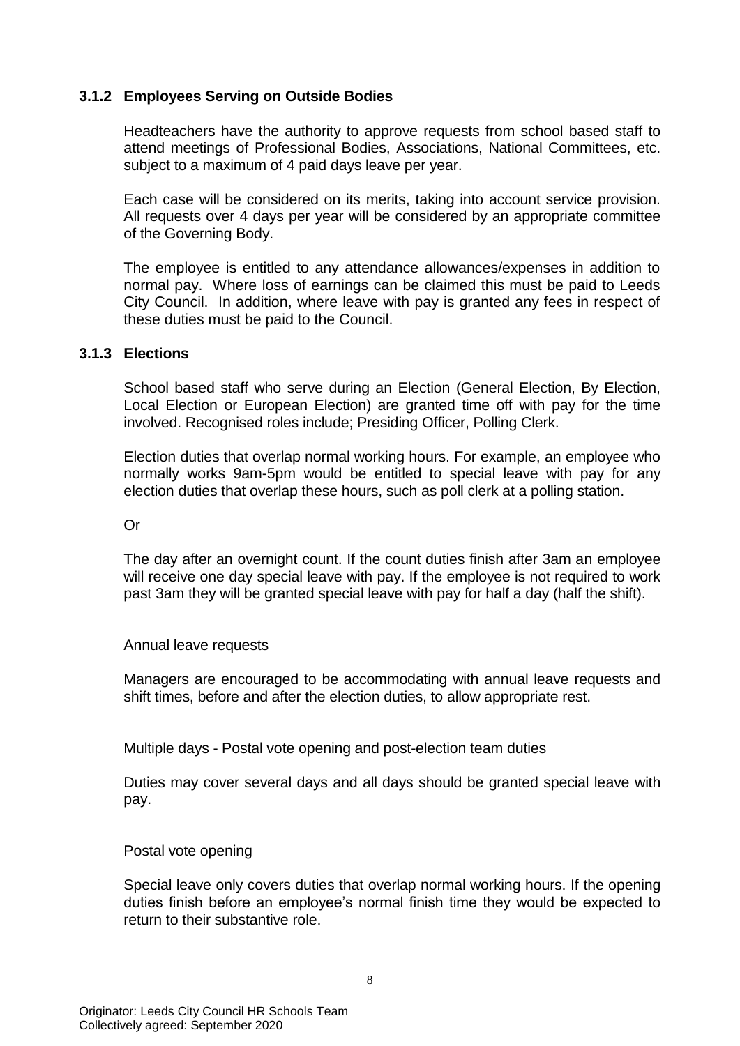### 3.1.2 Employees Serving on Outside Bodies

Headteachers have the authority to approve requests from school based staff to attend meetings of Professional Bodies, Associations, National Committees, etc. subject to a maximum of 4 paid days leave per year.

Each case will be considered on its merits, taking into account service provision. All requests over 4 days per year will be considered by an appropriate committee of the Governing Body.

The employee is entitled to any attendance allowances/expenses in addition to normal pay. Where loss of earnings can be claimed this must be paid to Leeds City Council. In addition, where leave with pay is granted any fees in respect of these duties must be paid to the Council.

### 3.1.3 Elections

School based staff who serve during an Election (General Election, By Election, Local Election or European Election) are granted time off with pay for the time involved. Recognised roles include; Presiding Officer, Polling Clerk.

Election duties that overlap normal working hours. For example, an employee who normally works 9am-5pm would be entitled to special leave with pay for any election duties that overlap these hours, such as poll clerk at a polling station.

Or

The day after an overnight count. If the count duties finish after 3am an employee will receive one day special leave with pay. If the employee is not required to work past 3am they will be granted special leave with pay for half a day (half the shift).

Annual leave requests

Managers are encouraged to be accommodating with annual leave requests and shift times, before and after the election duties, to allow appropriate rest.

Multiple days - Postal vote opening and post-election team duties

Duties may cover several days and all days should be granted special leave with pay.

Postal vote opening

Special leave only covers duties that overlap normal working hours. If the opening duties finish before an employee's normal finish time they would be expected to return to their substantive role.

Originator: Leeds City Council HR Schools Team
Collectively agreed: September 2020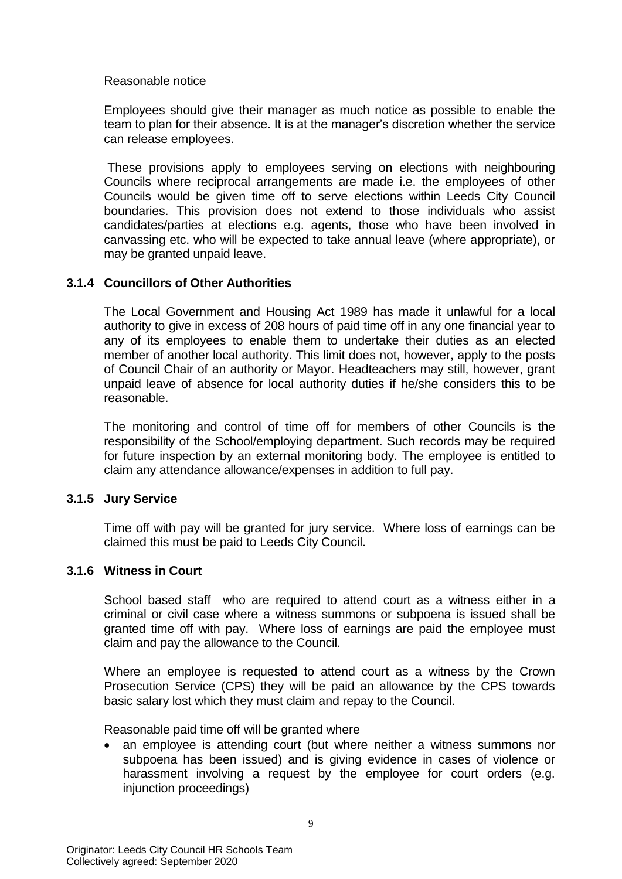Reasonable notice

Employees should give their manager as much notice as possible to enable the team to plan for their absence. It is at the manager's discretion whether the service can release employees.

These provisions apply to employees serving on elections with neighbouring Councils where reciprocal arrangements are made i.e. the employees of other Councils would be given time off to serve elections within Leeds City Council boundaries. This provision does not extend to those individuals who assist candidates/parties at elections e.g. agents, those who have been involved in canvassing etc. who will be expected to take annual leave (where appropriate), or may be granted unpaid leave.

### 3.1.4 Councillors of Other Authorities

The Local Government and Housing Act 1989 has made it unlawful for a local authority to give in excess of 208 hours of paid time off in any one financial year to any of its employees to enable them to undertake their duties as an elected member of another local authority. This limit does not, however, apply to the posts of Council Chair of an authority or Mayor. Headteachers may still, however, grant unpaid leave of absence for local authority duties if he/she considers this to be reasonable.

The monitoring and control of time off for members of other Councils is the responsibility of the School/employing department. Such records may be required for future inspection by an external monitoring body. The employee is entitled to claim any attendance allowance/expenses in addition to full pay.

### 3.1.5 Jury Service

Time off with pay will be granted for jury service. Where loss of earnings can be claimed this must be paid to Leeds City Council.

### 3.1.6 Witness in Court

School based staff who are required to attend court as a witness either in a criminal or civil case where a witness summons or subpoena is issued shall be granted time off with pay. Where loss of earnings are paid the employee must claim and pay the allowance to the Council.

Where an employee is requested to attend court as a witness by the Crown Prosecution Service (CPS) they will be paid an allowance by the CPS towards basic salary lost which they must claim and repay to the Council.

Reasonable paid time off will be granted where

- an employee is attending court (but where neither a witness summons nor subpoena has been issued) and is giving evidence in cases of violence or harassment involving a request by the employee for court orders (e.g. injunction proceedings)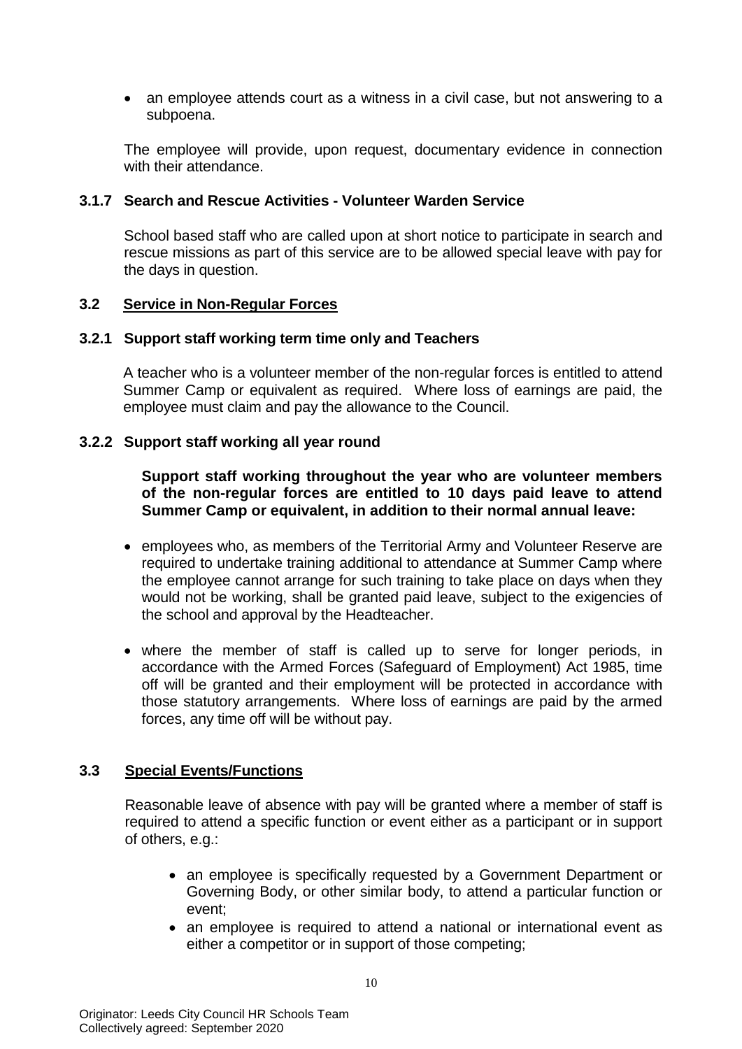- an employee attends court as a witness in a civil case, but not answering to a subpoena.

The employee will provide, upon request, documentary evidence in connection with their attendance.

### 3.1.7 Search and Rescue Activities - Volunteer Warden Service

School based staff who are called upon at short notice to participate in search and rescue missions as part of this service are to be allowed special leave with pay for the days in question.

## 3.2 Service in Non-Regular Forces

### 3.2.1 Support staff working term time only and Teachers

A teacher who is a volunteer member of the non-regular forces is entitled to attend Summer Camp or equivalent as required. Where loss of earnings are paid, the employee must claim and pay the allowance to the Council.

### 3.2.2 Support staff working all year round

**Support staff working throughout the year who are volunteer members of the non-regular forces are entitled to 10 days paid leave to attend Summer Camp or equivalent, in addition to their normal annual leave:**

- employees who, as members of the Territorial Army and Volunteer Reserve are required to undertake training additional to attendance at Summer Camp where the employee cannot arrange for such training to take place on days when they would not be working, shall be granted paid leave, subject to the exigencies of the school and approval by the Headteacher.
- where the member of staff is called up to serve for longer periods, in accordance with the Armed Forces (Safeguard of Employment) Act 1985, time off will be granted and their employment will be protected in accordance with those statutory arrangements. Where loss of earnings are paid by the armed forces, any time off will be without pay.

## 3.3 Special Events/Functions

Reasonable leave of absence with pay will be granted where a member of staff is required to attend a specific function or event either as a participant or in support of others, e.g.:

- an employee is specifically requested by a Government Department or Governing Body, or other similar body, to attend a particular function or event;
- an employee is required to attend a national or international event as either a competitor or in support of those competing;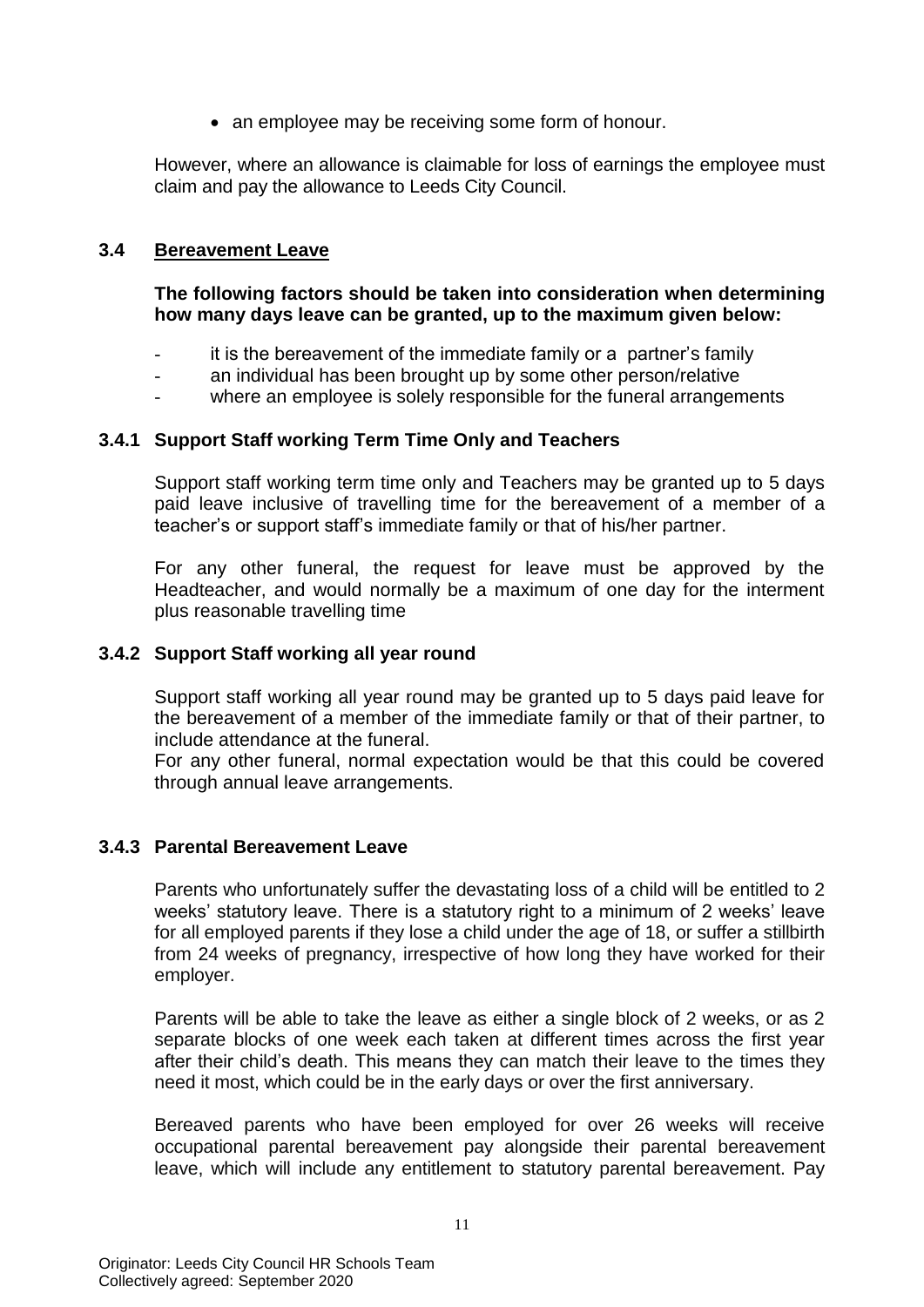- an employee may be receiving some form of honour.

However, where an allowance is claimable for loss of earnings the employee must claim and pay the allowance to Leeds City Council.

### 3.4 Bereavement Leave

**The following factors should be taken into consideration when determining how many days leave can be granted, up to the maximum given below:**

- it is the bereavement of the immediate family or a partner's family
- an individual has been brought up by some other person/relative
- where an employee is solely responsible for the funeral arrangements

#### 3.4.1 Support Staff working Term Time Only and Teachers

Support staff working term time only and Teachers may be granted up to 5 days paid leave inclusive of travelling time for the bereavement of a member of a teacher's or support staff's immediate family or that of his/her partner.

For any other funeral, the request for leave must be approved by the Headteacher, and would normally be a maximum of one day for the interment plus reasonable travelling time

#### 3.4.2 Support Staff working all year round

Support staff working all year round may be granted up to 5 days paid leave for the bereavement of a member of the immediate family or that of their partner, to include attendance at the funeral.
For any other funeral, normal expectation would be that this could be covered through annual leave arrangements.

#### 3.4.3 Parental Bereavement Leave

Parents who unfortunately suffer the devastating loss of a child will be entitled to 2 weeks' statutory leave. There is a statutory right to a minimum of 2 weeks' leave for all employed parents if they lose a child under the age of 18, or suffer a stillbirth from 24 weeks of pregnancy, irrespective of how long they have worked for their employer.

Parents will be able to take the leave as either a single block of 2 weeks, or as 2 separate blocks of one week each taken at different times across the first year after their child's death. This means they can match their leave to the times they need it most, which could be in the early days or over the first anniversary.

Bereaved parents who have been employed for over 26 weeks will receive occupational parental bereavement pay alongside their parental bereavement leave, which will include any entitlement to statutory parental bereavement. Pay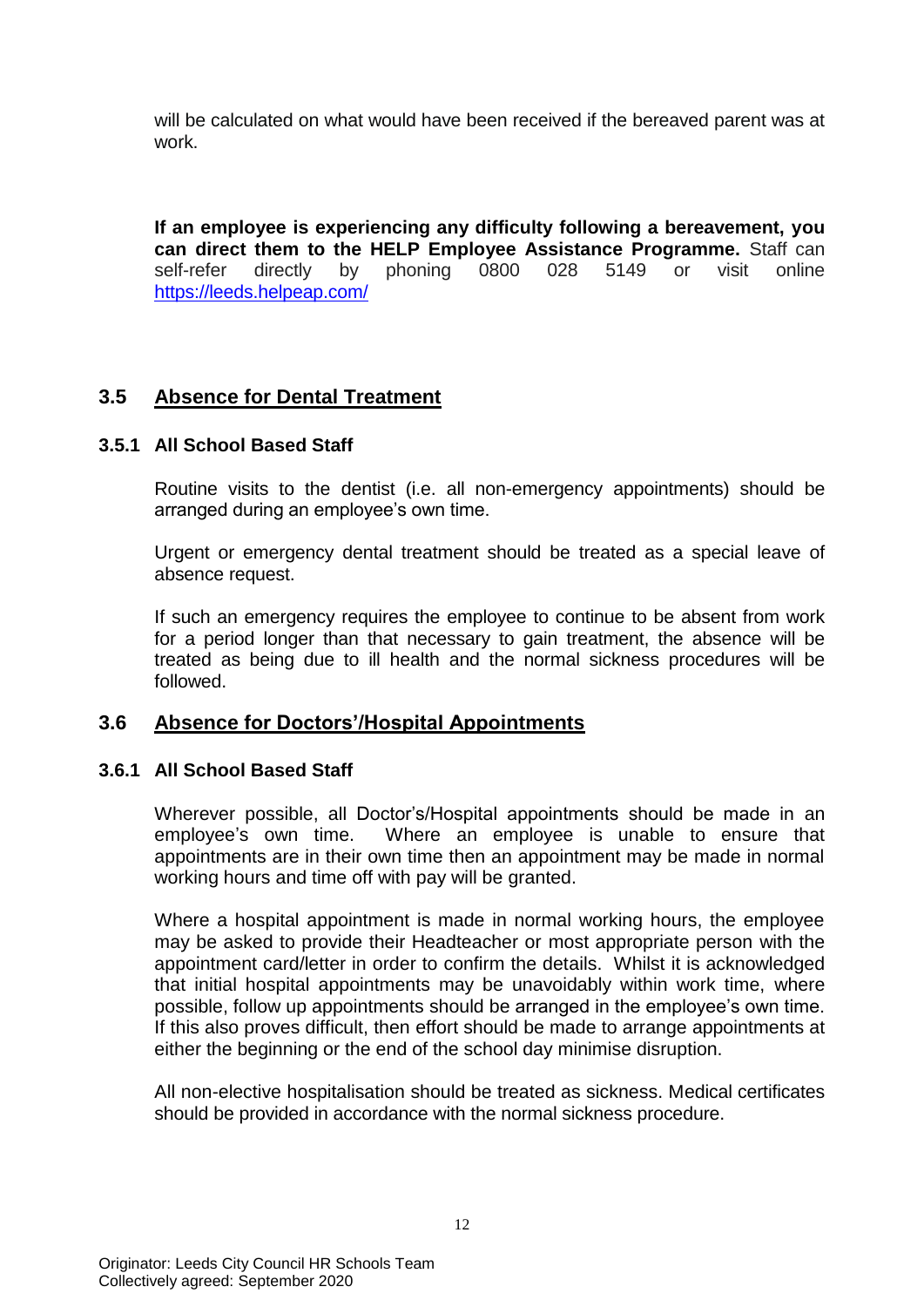will be calculated on what would have been received if the bereaved parent was at work.

**If an employee is experiencing any difficulty following a bereavement, you can direct them to the HELP Employee Assistance Programme.** Staff can self-refer directly by phoning 0800 028 5149 or visit online https://leeds.helpeap.com/

## 3.5 Absence for Dental Treatment

### 3.5.1 All School Based Staff

Routine visits to the dentist (i.e. all non-emergency appointments) should be arranged during an employee's own time.

Urgent or emergency dental treatment should be treated as a special leave of absence request.

If such an emergency requires the employee to continue to be absent from work for a period longer than that necessary to gain treatment, the absence will be treated as being due to ill health and the normal sickness procedures will be followed.

## 3.6 Absence for Doctors'/Hospital Appointments

### 3.6.1 All School Based Staff

Wherever possible, all Doctor's/Hospital appointments should be made in an employee's own time. Where an employee is unable to ensure that appointments are in their own time then an appointment may be made in normal working hours and time off with pay will be granted.

Where a hospital appointment is made in normal working hours, the employee may be asked to provide their Headteacher or most appropriate person with the appointment card/letter in order to confirm the details. Whilst it is acknowledged that initial hospital appointments may be unavoidably within work time, where possible, follow up appointments should be arranged in the employee's own time. If this also proves difficult, then effort should be made to arrange appointments at either the beginning or the end of the school day minimise disruption.

All non-elective hospitalisation should be treated as sickness. Medical certificates should be provided in accordance with the normal sickness procedure.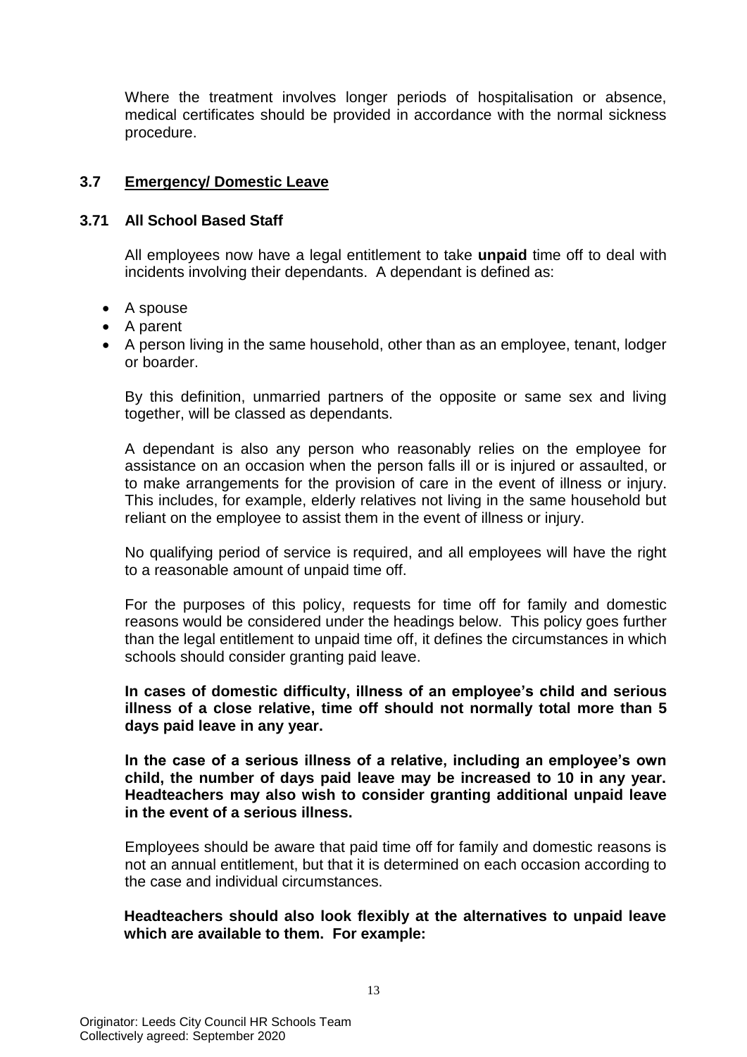Where the treatment involves longer periods of hospitalisation or absence, medical certificates should be provided in accordance with the normal sickness procedure.

## 3.7 Emergency/ Domestic Leave

### 3.71 All School Based Staff

All employees now have a legal entitlement to take **unpaid** time off to deal with incidents involving their dependants. A dependant is defined as:

- A spouse
- A parent
- A person living in the same household, other than as an employee, tenant, lodger or boarder.

By this definition, unmarried partners of the opposite or same sex and living together, will be classed as dependants.

A dependant is also any person who reasonably relies on the employee for assistance on an occasion when the person falls ill or is injured or assaulted, or to make arrangements for the provision of care in the event of illness or injury. This includes, for example, elderly relatives not living in the same household but reliant on the employee to assist them in the event of illness or injury.

No qualifying period of service is required, and all employees will have the right to a reasonable amount of unpaid time off.

For the purposes of this policy, requests for time off for family and domestic reasons would be considered under the headings below. This policy goes further than the legal entitlement to unpaid time off, it defines the circumstances in which schools should consider granting paid leave.

**In cases of domestic difficulty, illness of an employee's child and serious illness of a close relative, time off should not normally total more than 5 days paid leave in any year.**

**In the case of a serious illness of a relative, including an employee's own child, the number of days paid leave may be increased to 10 in any year. Headteachers may also wish to consider granting additional unpaid leave in the event of a serious illness.**

Employees should be aware that paid time off for family and domestic reasons is not an annual entitlement, but that it is determined on each occasion according to the case and individual circumstances.

**Headteachers should also look flexibly at the alternatives to unpaid leave which are available to them. For example:**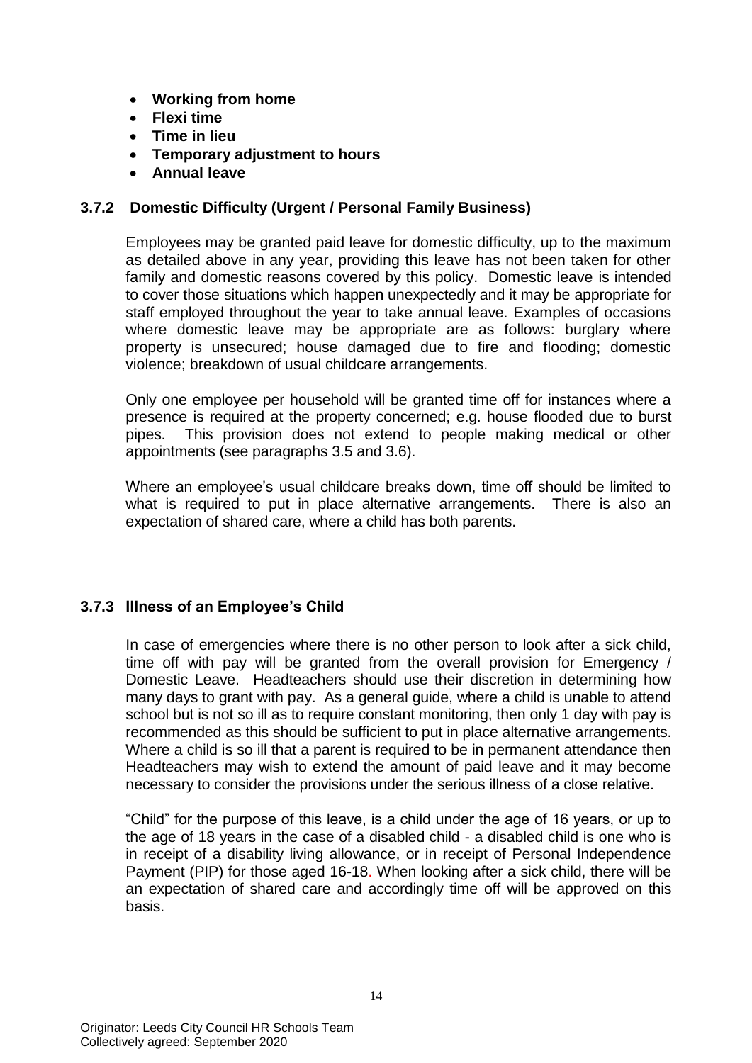- **Working from home**
- **Flexi time**
- **Time in lieu**
- **Temporary adjustment to hours**
- **Annual leave**

### 3.7.2 Domestic Difficulty (Urgent / Personal Family Business)

Employees may be granted paid leave for domestic difficulty, up to the maximum as detailed above in any year, providing this leave has not been taken for other family and domestic reasons covered by this policy. Domestic leave is intended to cover those situations which happen unexpectedly and it may be appropriate for staff employed throughout the year to take annual leave. Examples of occasions where domestic leave may be appropriate are as follows: burglary where property is unsecured; house damaged due to fire and flooding; domestic violence; breakdown of usual childcare arrangements.

Only one employee per household will be granted time off for instances where a presence is required at the property concerned; e.g. house flooded due to burst pipes. This provision does not extend to people making medical or other appointments (see paragraphs 3.5 and 3.6).

Where an employee's usual childcare breaks down, time off should be limited to what is required to put in place alternative arrangements. There is also an expectation of shared care, where a child has both parents.

### 3.7.3 Illness of an Employee's Child

In case of emergencies where there is no other person to look after a sick child, time off with pay will be granted from the overall provision for Emergency / Domestic Leave. Headteachers should use their discretion in determining how many days to grant with pay. As a general guide, where a child is unable to attend school but is not so ill as to require constant monitoring, then only 1 day with pay is recommended as this should be sufficient to put in place alternative arrangements. Where a child is so ill that a parent is required to be in permanent attendance then Headteachers may wish to extend the amount of paid leave and it may become necessary to consider the provisions under the serious illness of a close relative.

"Child" for the purpose of this leave, is a child under the age of 16 years, or up to the age of 18 years in the case of a disabled child - a disabled child is one who is in receipt of a disability living allowance, or in receipt of Personal Independence Payment (PIP) for those aged 16-18. When looking after a sick child, there will be an expectation of shared care and accordingly time off will be approved on this basis.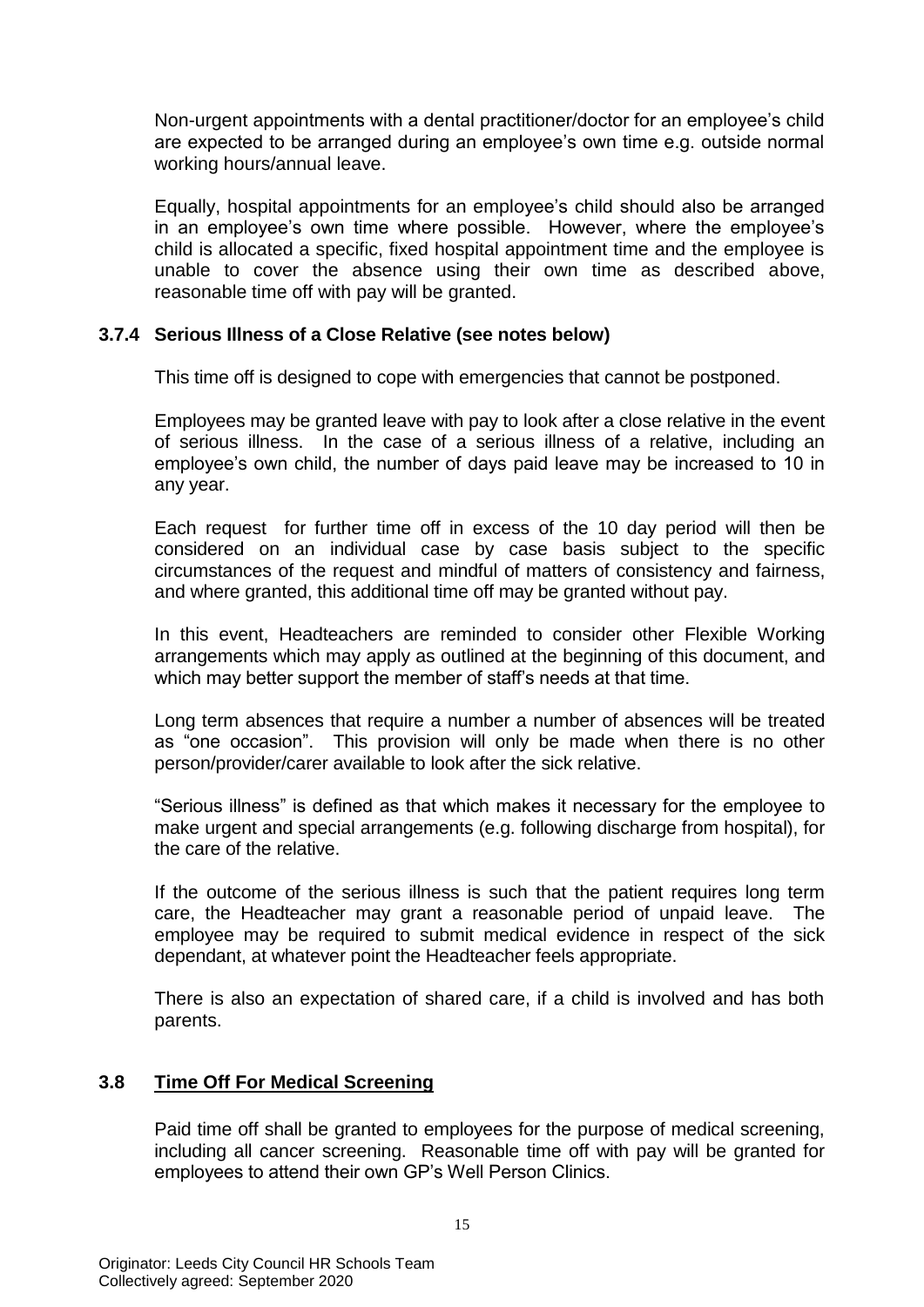Non-urgent appointments with a dental practitioner/doctor for an employee's child are expected to be arranged during an employee's own time e.g. outside normal working hours/annual leave.

Equally, hospital appointments for an employee's child should also be arranged in an employee's own time where possible. However, where the employee's child is allocated a specific, fixed hospital appointment time and the employee is unable to cover the absence using their own time as described above, reasonable time off with pay will be granted.

### 3.7.4 Serious Illness of a Close Relative (see notes below)

This time off is designed to cope with emergencies that cannot be postponed.

Employees may be granted leave with pay to look after a close relative in the event of serious illness. In the case of a serious illness of a relative, including an employee's own child, the number of days paid leave may be increased to 10 in any year.

Each request for further time off in excess of the 10 day period will then be considered on an individual case by case basis subject to the specific circumstances of the request and mindful of matters of consistency and fairness, and where granted, this additional time off may be granted without pay.

In this event, Headteachers are reminded to consider other Flexible Working arrangements which may apply as outlined at the beginning of this document, and which may better support the member of staff's needs at that time.

Long term absences that require a number a number of absences will be treated as "one occasion". This provision will only be made when there is no other person/provider/carer available to look after the sick relative.

"Serious illness" is defined as that which makes it necessary for the employee to make urgent and special arrangements (e.g. following discharge from hospital), for the care of the relative.

If the outcome of the serious illness is such that the patient requires long term care, the Headteacher may grant a reasonable period of unpaid leave. The employee may be required to submit medical evidence in respect of the sick dependant, at whatever point the Headteacher feels appropriate.

There is also an expectation of shared care, if a child is involved and has both parents.

## 3.8 Time Off For Medical Screening

Paid time off shall be granted to employees for the purpose of medical screening, including all cancer screening. Reasonable time off with pay will be granted for employees to attend their own GP's Well Person Clinics.

Originator: Leeds City Council HR Schools Team
Collectively agreed: September 2020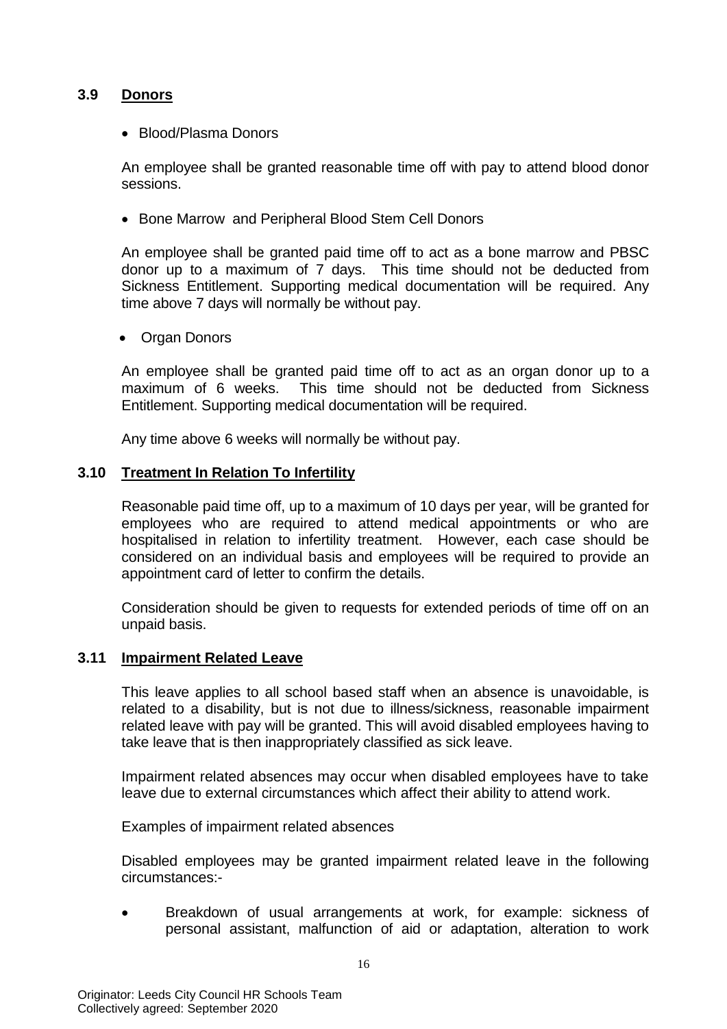## 3.9 Donors

- Blood/Plasma Donors

An employee shall be granted reasonable time off with pay to attend blood donor sessions.

- Bone Marrow and Peripheral Blood Stem Cell Donors

An employee shall be granted paid time off to act as a bone marrow and PBSC donor up to a maximum of 7 days. This time should not be deducted from Sickness Entitlement. Supporting medical documentation will be required. Any time above 7 days will normally be without pay.

- Organ Donors

An employee shall be granted paid time off to act as an organ donor up to a maximum of 6 weeks. This time should not be deducted from Sickness Entitlement. Supporting medical documentation will be required.

Any time above 6 weeks will normally be without pay.

## 3.10 Treatment In Relation To Infertility

Reasonable paid time off, up to a maximum of 10 days per year, will be granted for employees who are required to attend medical appointments or who are hospitalised in relation to infertility treatment. However, each case should be considered on an individual basis and employees will be required to provide an appointment card of letter to confirm the details.

Consideration should be given to requests for extended periods of time off on an unpaid basis.

## 3.11 Impairment Related Leave

This leave applies to all school based staff when an absence is unavoidable, is related to a disability, but is not due to illness/sickness, reasonable impairment related leave with pay will be granted. This will avoid disabled employees having to take leave that is then inappropriately classified as sick leave.

Impairment related absences may occur when disabled employees have to take leave due to external circumstances which affect their ability to attend work.

Examples of impairment related absences

Disabled employees may be granted impairment related leave in the following circumstances:-

- Breakdown of usual arrangements at work, for example: sickness of personal assistant, malfunction of aid or adaptation, alteration to work

Originator: Leeds City Council HR Schools Team
Collectively agreed: September 2020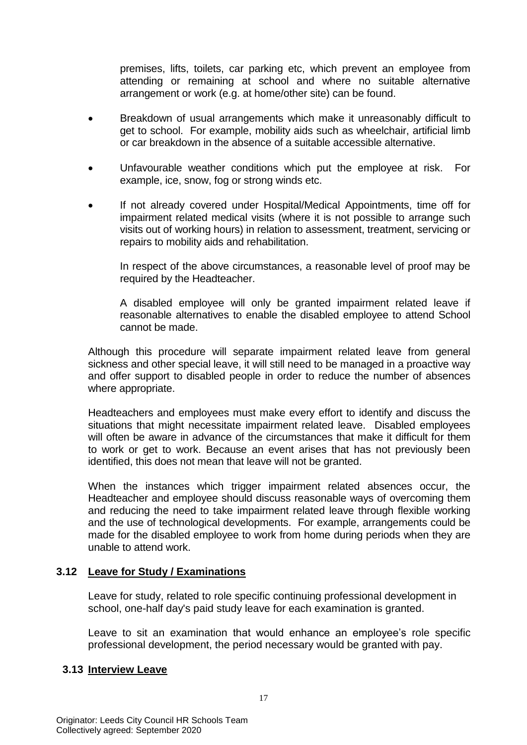premises, lifts, toilets, car parking etc, which prevent an employee from attending or remaining at school and where no suitable alternative arrangement or work (e.g. at home/other site) can be found.

- Breakdown of usual arrangements which make it unreasonably difficult to get to school. For example, mobility aids such as wheelchair, artificial limb or car breakdown in the absence of a suitable accessible alternative.
- Unfavourable weather conditions which put the employee at risk. For example, ice, snow, fog or strong winds etc.
- If not already covered under Hospital/Medical Appointments, time off for impairment related medical visits (where it is not possible to arrange such visits out of working hours) in relation to assessment, treatment, servicing or repairs to mobility aids and rehabilitation.

  In respect of the above circumstances, a reasonable level of proof may be required by the Headteacher.

  A disabled employee will only be granted impairment related leave if reasonable alternatives to enable the disabled employee to attend School cannot be made.

Although this procedure will separate impairment related leave from general sickness and other special leave, it will still need to be managed in a proactive way and offer support to disabled people in order to reduce the number of absences where appropriate.

Headteachers and employees must make every effort to identify and discuss the situations that might necessitate impairment related leave. Disabled employees will often be aware in advance of the circumstances that make it difficult for them to work or get to work. Because an event arises that has not previously been identified, this does not mean that leave will not be granted.

When the instances which trigger impairment related absences occur, the Headteacher and employee should discuss reasonable ways of overcoming them and reducing the need to take impairment related leave through flexible working and the use of technological developments. For example, arrangements could be made for the disabled employee to work from home during periods when they are unable to attend work.

### 3.12 Leave for Study / Examinations

Leave for study, related to role specific continuing professional development in school, one-half day's paid study leave for each examination is granted.

Leave to sit an examination that would enhance an employee's role specific professional development, the period necessary would be granted with pay.

### 3.13 Interview Leave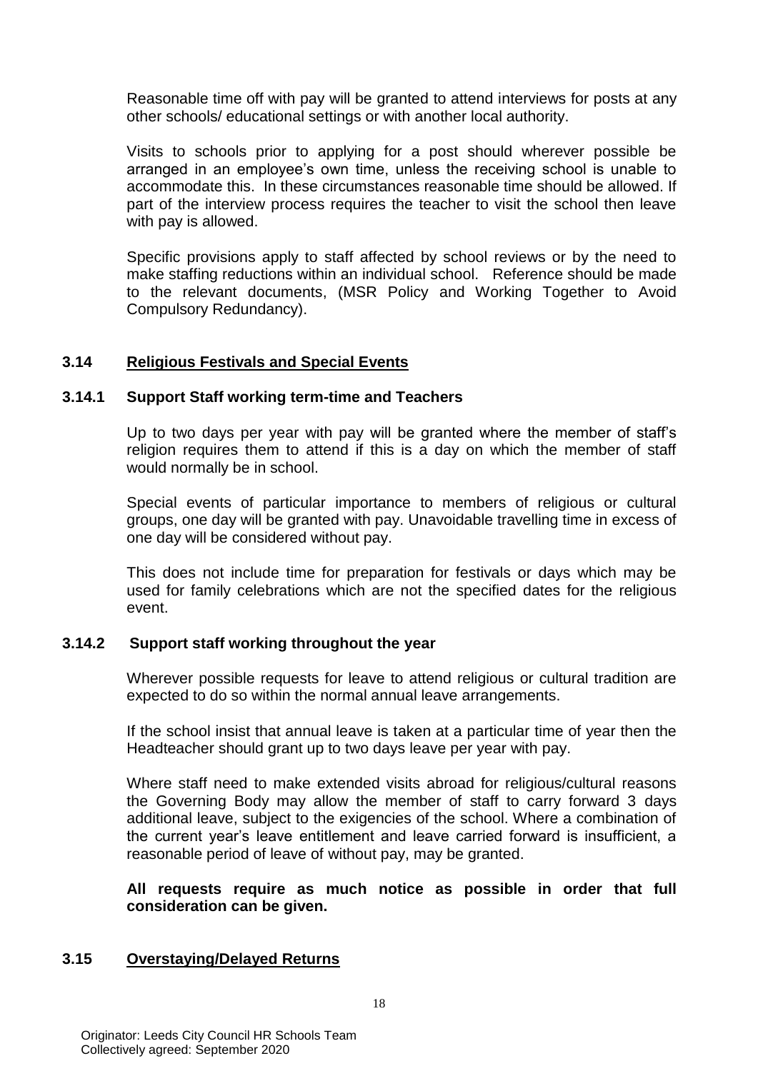Reasonable time off with pay will be granted to attend interviews for posts at any other schools/ educational settings or with another local authority.

Visits to schools prior to applying for a post should wherever possible be arranged in an employee's own time, unless the receiving school is unable to accommodate this. In these circumstances reasonable time should be allowed. If part of the interview process requires the teacher to visit the school then leave with pay is allowed.

Specific provisions apply to staff affected by school reviews or by the need to make staffing reductions within an individual school. Reference should be made to the relevant documents, (MSR Policy and Working Together to Avoid Compulsory Redundancy).

## 3.14 Religious Festivals and Special Events

### 3.14.1 Support Staff working term-time and Teachers

Up to two days per year with pay will be granted where the member of staff's religion requires them to attend if this is a day on which the member of staff would normally be in school.

Special events of particular importance to members of religious or cultural groups, one day will be granted with pay. Unavoidable travelling time in excess of one day will be considered without pay.

This does not include time for preparation for festivals or days which may be used for family celebrations which are not the specified dates for the religious event.

### 3.14.2 Support staff working throughout the year

Wherever possible requests for leave to attend religious or cultural tradition are expected to do so within the normal annual leave arrangements.

If the school insist that annual leave is taken at a particular time of year then the Headteacher should grant up to two days leave per year with pay.

Where staff need to make extended visits abroad for religious/cultural reasons the Governing Body may allow the member of staff to carry forward 3 days additional leave, subject to the exigencies of the school. Where a combination of the current year's leave entitlement and leave carried forward is insufficient, a reasonable period of leave of without pay, may be granted.

**All requests require as much notice as possible in order that full consideration can be given.**

## 3.15 Overstaying/Delayed Returns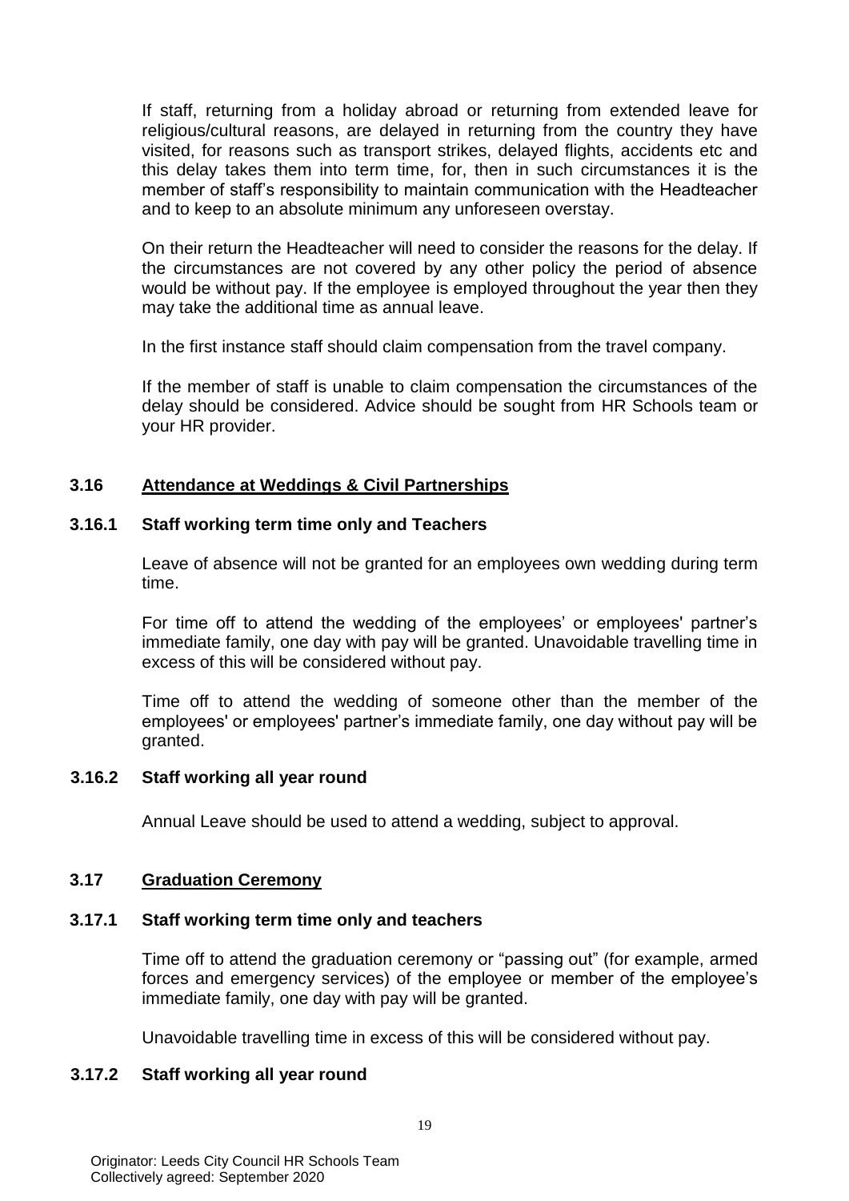If staff, returning from a holiday abroad or returning from extended leave for religious/cultural reasons, are delayed in returning from the country they have visited, for reasons such as transport strikes, delayed flights, accidents etc and this delay takes them into term time, for, then in such circumstances it is the member of staff's responsibility to maintain communication with the Headteacher and to keep to an absolute minimum any unforeseen overstay.

On their return the Headteacher will need to consider the reasons for the delay. If the circumstances are not covered by any other policy the period of absence would be without pay. If the employee is employed throughout the year then they may take the additional time as annual leave.

In the first instance staff should claim compensation from the travel company.

If the member of staff is unable to claim compensation the circumstances of the delay should be considered. Advice should be sought from HR Schools team or your HR provider.

### 3.16 Attendance at Weddings & Civil Partnerships

#### 3.16.1 Staff working term time only and Teachers

Leave of absence will not be granted for an employees own wedding during term time.

For time off to attend the wedding of the employees' or employees' partner's immediate family, one day with pay will be granted. Unavoidable travelling time in excess of this will be considered without pay.

Time off to attend the wedding of someone other than the member of the employees' or employees' partner's immediate family, one day without pay will be granted.

#### 3.16.2 Staff working all year round

Annual Leave should be used to attend a wedding, subject to approval.

### 3.17 Graduation Ceremony

#### 3.17.1 Staff working term time only and teachers

Time off to attend the graduation ceremony or "passing out" (for example, armed forces and emergency services) of the employee or member of the employee's immediate family, one day with pay will be granted.

Unavoidable travelling time in excess of this will be considered without pay.

#### 3.17.2 Staff working all year round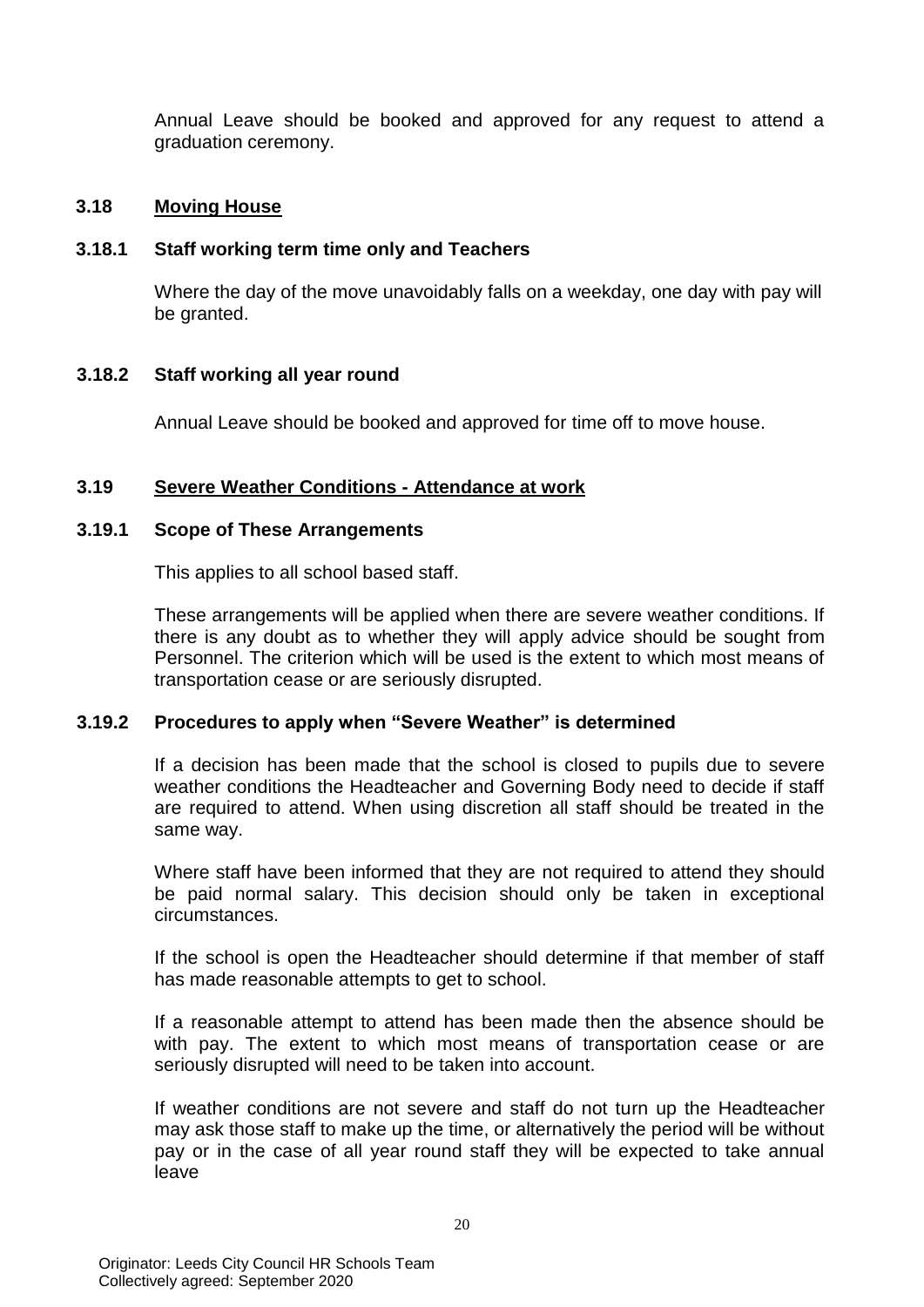Annual Leave should be booked and approved for any request to attend a graduation ceremony.

### 3.18 Moving House

#### 3.18.1 Staff working term time only and Teachers

Where the day of the move unavoidably falls on a weekday, one day with pay will be granted.

#### 3.18.2 Staff working all year round

Annual Leave should be booked and approved for time off to move house.

### 3.19 Severe Weather Conditions - Attendance at work

#### 3.19.1 Scope of These Arrangements

This applies to all school based staff.

These arrangements will be applied when there are severe weather conditions. If there is any doubt as to whether they will apply advice should be sought from Personnel. The criterion which will be used is the extent to which most means of transportation cease or are seriously disrupted.

#### 3.19.2 Procedures to apply when "Severe Weather" is determined

If a decision has been made that the school is closed to pupils due to severe weather conditions the Headteacher and Governing Body need to decide if staff are required to attend. When using discretion all staff should be treated in the same way.

Where staff have been informed that they are not required to attend they should be paid normal salary. This decision should only be taken in exceptional circumstances.

If the school is open the Headteacher should determine if that member of staff has made reasonable attempts to get to school.

If a reasonable attempt to attend has been made then the absence should be with pay. The extent to which most means of transportation cease or are seriously disrupted will need to be taken into account.

If weather conditions are not severe and staff do not turn up the Headteacher may ask those staff to make up the time, or alternatively the period will be without pay or in the case of all year round staff they will be expected to take annual leave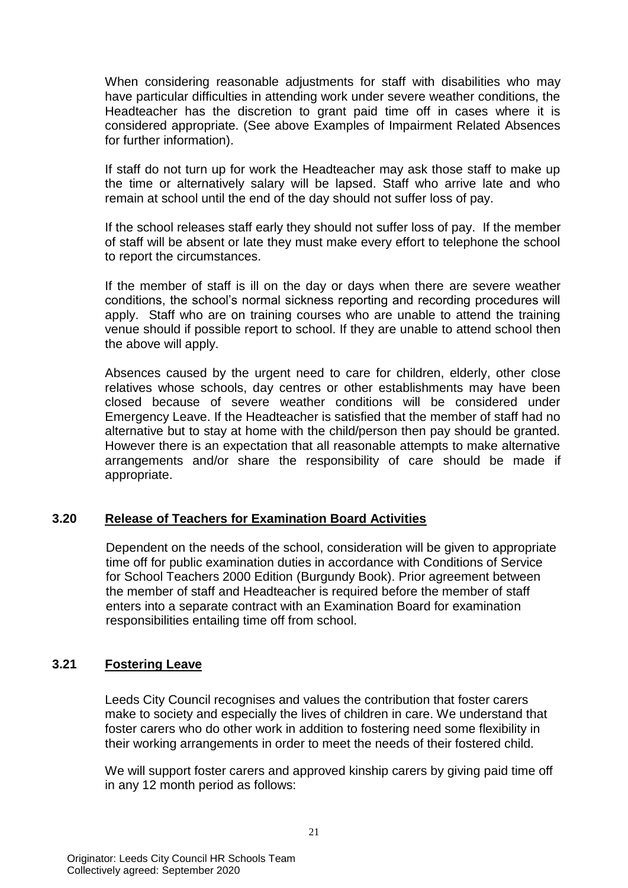When considering reasonable adjustments for staff with disabilities who may have particular difficulties in attending work under severe weather conditions, the Headteacher has the discretion to grant paid time off in cases where it is considered appropriate. (See above Examples of Impairment Related Absences for further information).

If staff do not turn up for work the Headteacher may ask those staff to make up the time or alternatively salary will be lapsed. Staff who arrive late and who remain at school until the end of the day should not suffer loss of pay.

If the school releases staff early they should not suffer loss of pay. If the member of staff will be absent or late they must make every effort to telephone the school to report the circumstances.

If the member of staff is ill on the day or days when there are severe weather conditions, the school's normal sickness reporting and recording procedures will apply. Staff who are on training courses who are unable to attend the training venue should if possible report to school. If they are unable to attend school then the above will apply.

Absences caused by the urgent need to care for children, elderly, other close relatives whose schools, day centres or other establishments may have been closed because of severe weather conditions will be considered under Emergency Leave. If the Headteacher is satisfied that the member of staff had no alternative but to stay at home with the child/person then pay should be granted. However there is an expectation that all reasonable attempts to make alternative arrangements and/or share the responsibility of care should be made if appropriate.

## 3.20 Release of Teachers for Examination Board Activities

Dependent on the needs of the school, consideration will be given to appropriate time off for public examination duties in accordance with Conditions of Service for School Teachers 2000 Edition (Burgundy Book). Prior agreement between the member of staff and Headteacher is required before the member of staff enters into a separate contract with an Examination Board for examination responsibilities entailing time off from school.

## 3.21 Fostering Leave

Leeds City Council recognises and values the contribution that foster carers make to society and especially the lives of children in care. We understand that foster carers who do other work in addition to fostering need some flexibility in their working arrangements in order to meet the needs of their fostered child.

We will support foster carers and approved kinship carers by giving paid time off in any 12 month period as follows: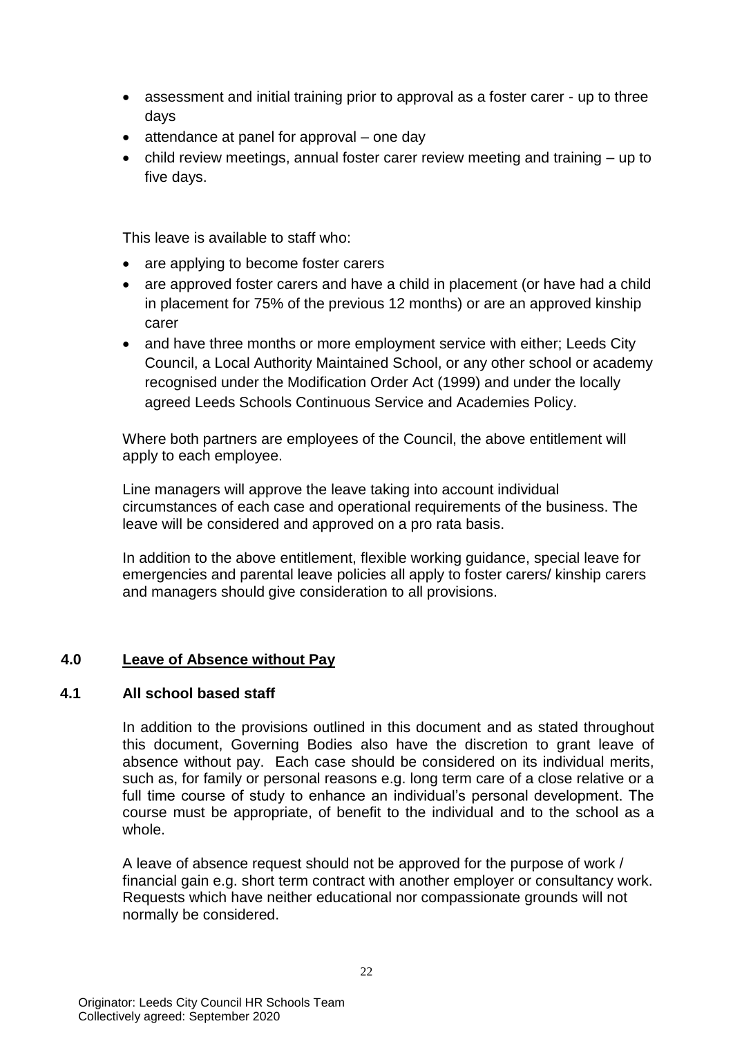- assessment and initial training prior to approval as a foster carer - up to three days
- attendance at panel for approval – one day
- child review meetings, annual foster carer review meeting and training – up to five days.

This leave is available to staff who:

- are applying to become foster carers
- are approved foster carers and have a child in placement (or have had a child in placement for 75% of the previous 12 months) or are an approved kinship carer
- and have three months or more employment service with either; Leeds City Council, a Local Authority Maintained School, or any other school or academy recognised under the Modification Order Act (1999) and under the locally agreed Leeds Schools Continuous Service and Academies Policy.

Where both partners are employees of the Council, the above entitlement will apply to each employee.

Line managers will approve the leave taking into account individual circumstances of each case and operational requirements of the business. The leave will be considered and approved on a pro rata basis.

In addition to the above entitlement, flexible working guidance, special leave for emergencies and parental leave policies all apply to foster carers/ kinship carers and managers should give consideration to all provisions.

## 4.0 Leave of Absence without Pay

### 4.1 All school based staff

In addition to the provisions outlined in this document and as stated throughout this document, Governing Bodies also have the discretion to grant leave of absence without pay. Each case should be considered on its individual merits, such as, for family or personal reasons e.g. long term care of a close relative or a full time course of study to enhance an individual's personal development. The course must be appropriate, of benefit to the individual and to the school as a whole.

A leave of absence request should not be approved for the purpose of work / financial gain e.g. short term contract with another employer or consultancy work. Requests which have neither educational nor compassionate grounds will not normally be considered.

Originator: Leeds City Council HR Schools Team
Collectively agreed: September 2020